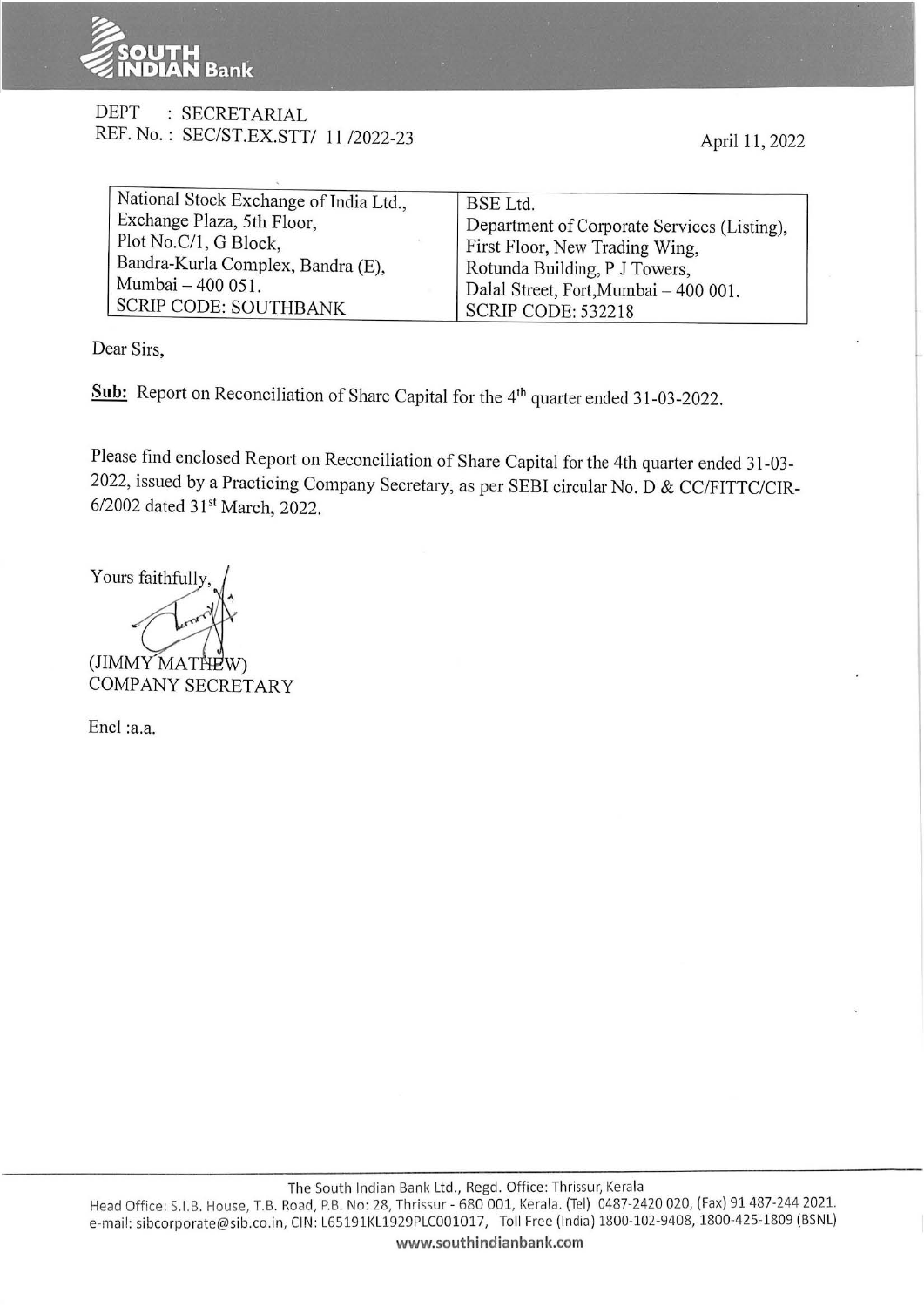DEPT : SECRETARIAL
REF. No. : SEC/ST.EX.STT/ 11 /2022-23

April 11, 2022

| National Stock Exchange of India Ltd., Exchange Plaza, 5th Floor, Plot No.C/1, G Block, Bandra-Kurla Complex, Bandra (E), Mumbai – 400 051. SCRIP CODE: SOUTHBANK | BSE Ltd. Department of Corporate Services (Listing), First Floor, New Trading Wing, Rotunda Building, P J Towers, Dalal Street, Fort,Mumbai – 400 001. SCRIP CODE: 532218 |
|---|---|

Dear Sirs,

**Sub:** Report on Reconciliation of Share Capital for the 4th quarter ended 31-03-2022.

Please find enclosed Report on Reconciliation of Share Capital for the 4th quarter ended 31-03-2022, issued by a Practicing Company Secretary, as per SEBI circular No. D & CC/FITTC/CIR-6/2002 dated 31st March, 2022.

Yours faithfully,

(JIMMY MATHEW)
COMPANY SECRETARY

Encl :a.a.

The South Indian Bank Ltd., Regd. Office: Thrissur, Kerala
Head Office: S.I.B. House, T.B. Road, P.B. No: 28, Thrissur - 680 001, Kerala. (Tel) 0487-2420 020, (Fax) 91 487-244 2021.
e-mail: sibcorporate@sib.co.in, CIN: L65191KL1929PLC001017, Toll Free (India) 1800-102-9408, 1800-425-1809 (BSNL)
www.southindianbank.com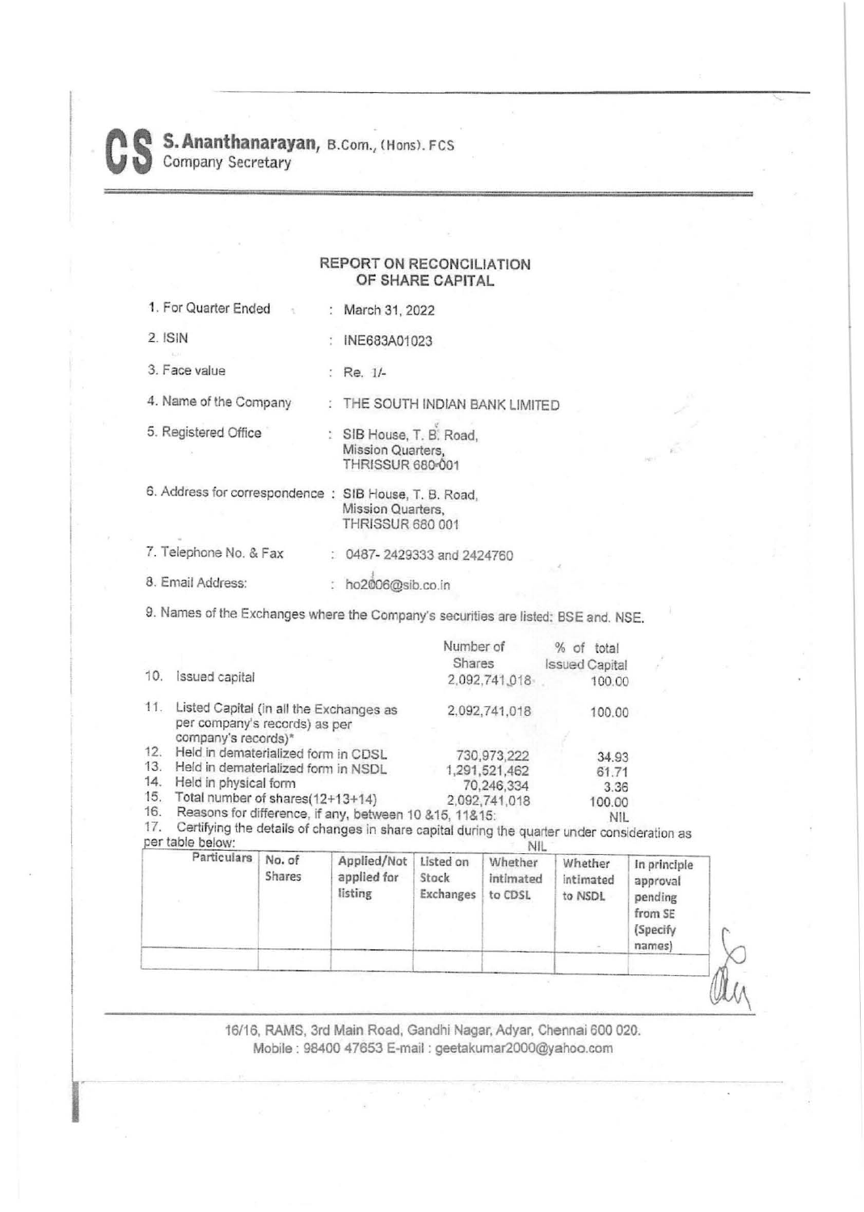**S. Ananthanarayan**, B.Com., (Hons). FCS
Company Secretary

## REPORT ON RECONCILIATION OF SHARE CAPITAL

1. For Quarter Ended : March 31, 2022
2. ISIN : INE683A01023
3. Face value : Re. 1/-
4. Name of the Company : THE SOUTH INDIAN BANK LIMITED
5. Registered Office : SIB House, T. B. Road, Mission Quarters, THRISSUR 680 001
6. Address for correspondence : SIB House, T. B. Road, Mission Quarters, THRISSUR 680 001
7. Telephone No. & Fax : 0487- 2429333 and 2424760
8. Email Address: : ho2006@sib.co.in
9. Names of the Exchanges where the Company's securities are listed: BSE and NSE.

| | | Number of Shares | % of total Issued Capital |
|---|---|---|---|
| 10. | Issued capital | 2,092,741,018 | 100.00 |
| 11. | Listed Capital (in all the Exchanges as per company's records) as per company's records)* | 2,092,741,018 | 100.00 |
| 12. | Held in dematerialized form in CDSL | 730,973,222 | 34.93 |
| 13. | Held in dematerialized form in NSDL | 1,291,521,462 | 61.71 |
| 14. | Held in physical form | 70,246,334 | 3.36 |
| 15. | Total number of shares(12+13+14) | 2,092,741,018 | 100.00 |
| 16. | Reasons for difference, if any, between 10 &15, 11&15: | | NIL |

17. Certifying the details of changes in share capital during the quarter under consideration as per table below: NIL

| Particulars | No. of Shares | Applied/Not applied for listing | Listed on Stock Exchanges | Whether intimated to CDSL | Whether intimated to NSDL | In principle approval pending from SE (Specify names) |
|---|---|---|---|---|---|---|
| | | | | | | |

16/16, RAMS, 3rd Main Road, Gandhi Nagar, Adyar, Chennai 600 020.
Mobile : 98400 47653 E-mail : geetakumar2000@yahoo.com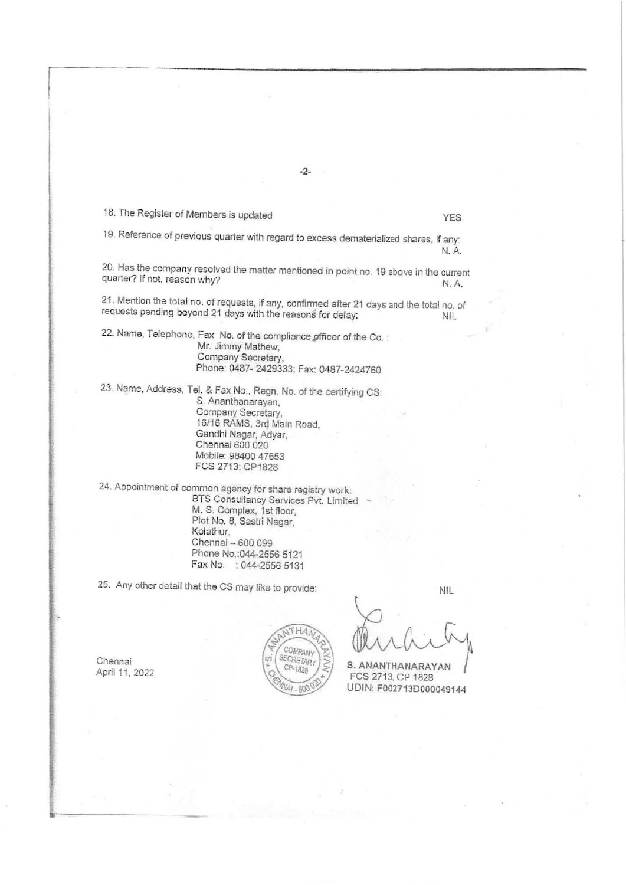18. The Register of Members is updated YES

19. Reference of previous quarter with regard to excess dematerialized shares, if any: N. A.

20. Has the company resolved the matter mentioned in point no. 19 above in the current quarter? If not, reason why? N. A.

21. Mention the total no. of requests, if any, confirmed after 21 days and the total no. of requests pending beyond 21 days with the reasons for delay: NIL

22. Name, Telephone, Fax No. of the compliance officer of the Co. :

    Mr. Jimmy Mathew,
    Company Secretary,
    Phone: 0487- 2429333; Fax: 0487-2424760

23. Name, Address, Tel. & Fax No., Regn. No. of the certifying CS:

    S. Ananthanarayan,
    Company Secretary,
    16/16 RAMS, 3rd Main Road,
    Gandhi Nagar, Adyar,
    Chennai 600 020
    Mobile: 98400 47653
    FCS 2713; CP1828

24. Appointment of common agency for share registry work:

    BTS Consultancy Services Pvt. Limited
    M. S. Complex, 1st floor,
    Plot No. 8, Sastri Nagar,
    Kolathur,
    Chennai – 600 099
    Phone No.:044-2556 5121
    Fax No. : 044-2556 5131

25. Any other detail that the CS may like to provide: NIL

Chennai
April 11, 2022

S. ANANTHANARAYAN
FCS 2713, CP 1828
UDIN: F002713D000049144